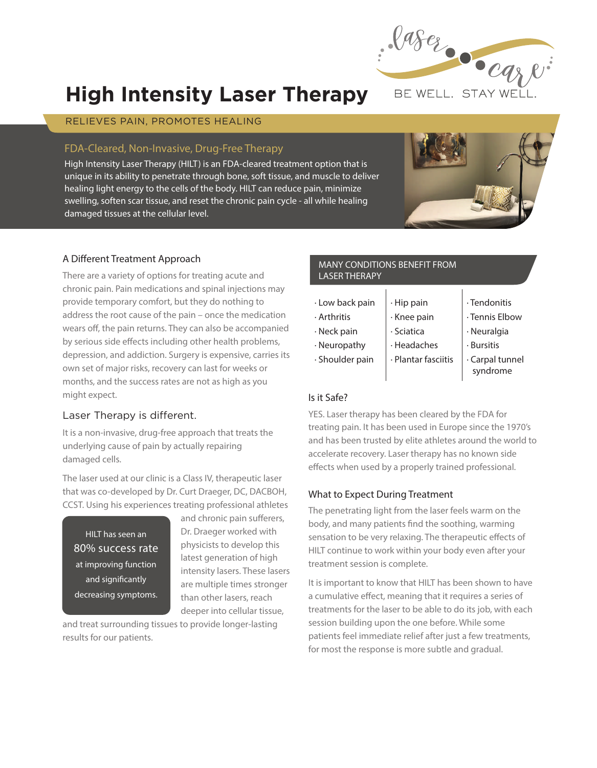# High Intensity Laser Therapy

BE WELL. STAY WELL.

RELIEVES PAIN, PROMOTES HEALING

## FDA-Cleared, Non-Invasive, Drug-Free Therapy

High Intensity Laser Therapy (HILT) is an FDA-cleared treatment option that is unique in its ability to penetrate through bone, soft tissue, and muscle to deliver healing light energy to the cells of the body. HILT can reduce pain, minimize swelling, soften scar tissue, and reset the chronic pain cycle - all while healing damaged tissues at the cellular level.

### A Different Treatment Approach

There are a variety of options for treating acute and chronic pain. Pain medications and spinal injections may provide temporary comfort, but they do nothing to address the root cause of the pain – once the medication wears off, the pain returns. They can also be accompanied by serious side effects including other health problems, depression, and addiction. Surgery is expensive, carries its own set of major risks, recovery can last for weeks or months, and the success rates are not as high as you might expect.

### Laser Therapy is different.

It is a non-invasive, drug-free approach that treats the underlying cause of pain by actually repairing damaged cells.

The laser used at our clinic is a Class IV, therapeutic laser that was co-developed by Dr. Curt Draeger, DC, DACBOH, CCST. Using his experiences treating professional athletes and chronic pain sufferers, Dr. Draeger worked with physicists to develop this latest generation of high intensity lasers. These lasers are multiple times stronger than other lasers, reach deeper into cellular tissue, and treat surrounding tissues to provide longer-lasting results for our patients.

> HILT has seen an **80% success rate** at improving function and significantly decreasing symptoms.

### MANY CONDITIONS BENEFIT FROM LASER THERAPY

- Low back pain
- Arthritis
- Neck pain
- Neuropathy
- Shoulder pain
- Hip pain
- Knee pain
- Sciatica
- Headaches
- Plantar fasciitis
- Tendonitis
- Tennis Elbow
- Neuralgia
- Bursitis
- Carpal tunnel syndrome

### Is it Safe?

YES. Laser therapy has been cleared by the FDA for treating pain. It has been used in Europe since the 1970's and has been trusted by elite athletes around the world to accelerate recovery. Laser therapy has no known side effects when used by a properly trained professional.

### What to Expect During Treatment

The penetrating light from the laser feels warm on the body, and many patients find the soothing, warming sensation to be very relaxing. The therapeutic effects of HILT continue to work within your body even after your treatment session is complete.

It is important to know that HILT has been shown to have a cumulative effect, meaning that it requires a series of treatments for the laser to be able to do its job, with each session building upon the one before. While some patients feel immediate relief after just a few treatments, for most the response is more subtle and gradual.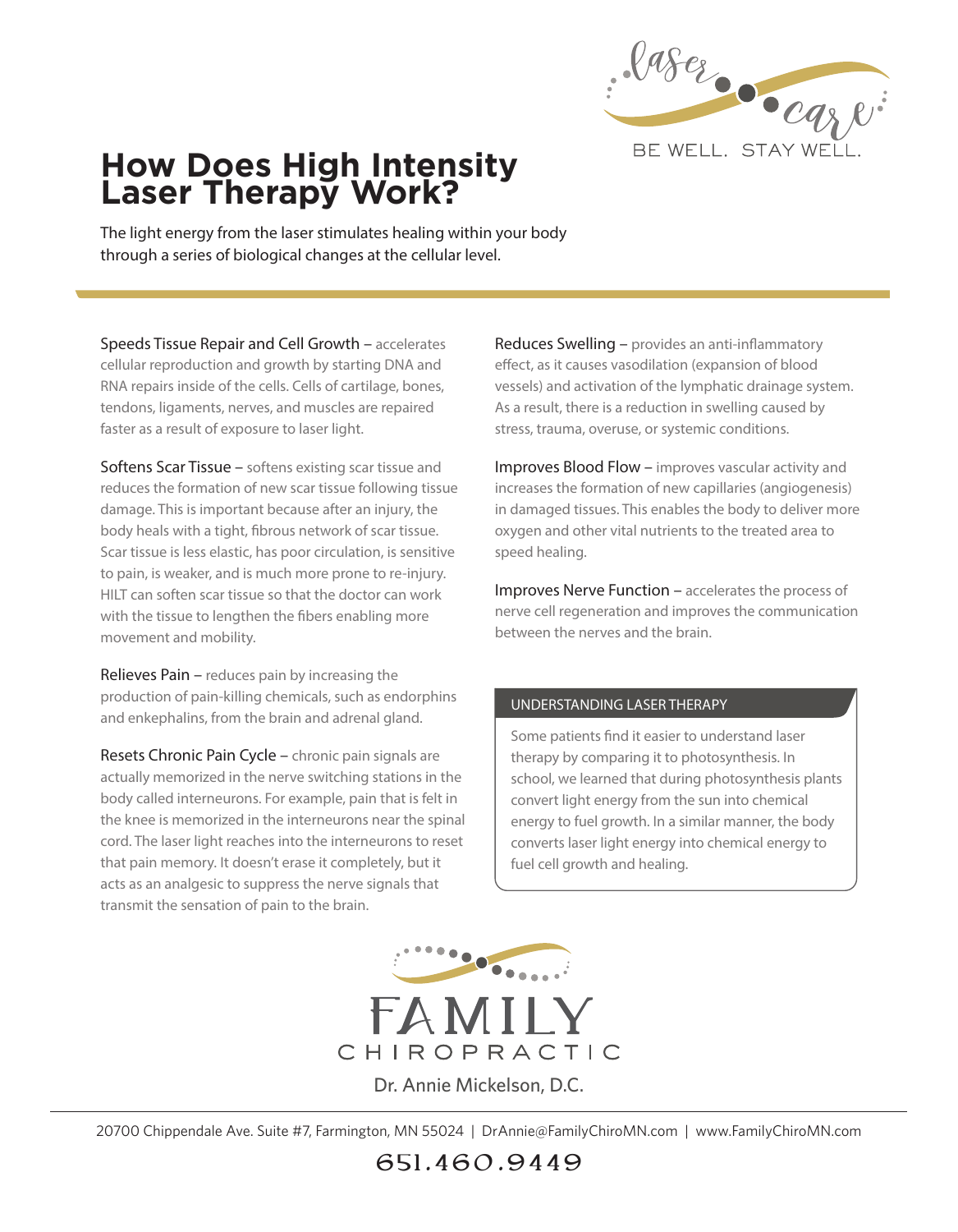laser care
BE WELL. STAY WELL.

# How Does High Intensity Laser Therapy Work?

The light energy from the laser stimulates healing within your body through a series of biological changes at the cellular level.

Speeds Tissue Repair and Cell Growth – accelerates cellular reproduction and growth by starting DNA and RNA repairs inside of the cells. Cells of cartilage, bones, tendons, ligaments, nerves, and muscles are repaired faster as a result of exposure to laser light.

Softens Scar Tissue – softens existing scar tissue and reduces the formation of new scar tissue following tissue damage. This is important because after an injury, the body heals with a tight, fibrous network of scar tissue. Scar tissue is less elastic, has poor circulation, is sensitive to pain, is weaker, and is much more prone to re-injury. HILT can soften scar tissue so that the doctor can work with the tissue to lengthen the fibers enabling more movement and mobility.

Relieves Pain – reduces pain by increasing the production of pain-killing chemicals, such as endorphins and enkephalins, from the brain and adrenal gland.

Resets Chronic Pain Cycle – chronic pain signals are actually memorized in the nerve switching stations in the body called interneurons. For example, pain that is felt in the knee is memorized in the interneurons near the spinal cord. The laser light reaches into the interneurons to reset that pain memory. It doesn't erase it completely, but it acts as an analgesic to suppress the nerve signals that transmit the sensation of pain to the brain.

Reduces Swelling – provides an anti-inflammatory effect, as it causes vasodilation (expansion of blood vessels) and activation of the lymphatic drainage system. As a result, there is a reduction in swelling caused by stress, trauma, overuse, or systemic conditions.

Improves Blood Flow – improves vascular activity and increases the formation of new capillaries (angiogenesis) in damaged tissues. This enables the body to deliver more oxygen and other vital nutrients to the treated area to speed healing.

Improves Nerve Function – accelerates the process of nerve cell regeneration and improves the communication between the nerves and the brain.

**UNDERSTANDING LASER THERAPY**

Some patients find it easier to understand laser therapy by comparing it to photosynthesis. In school, we learned that during photosynthesis plants convert light energy from the sun into chemical energy to fuel growth. In a similar manner, the body converts laser light energy into chemical energy to fuel cell growth and healing.

FAMILY CHIROPRACTIC

Dr. Annie Mickelson, D.C.

20700 Chippendale Ave. Suite #7, Farmington, MN 55024 | DrAnnie@FamilyChiroMN.com | www.FamilyChiroMN.com

651.460.9449